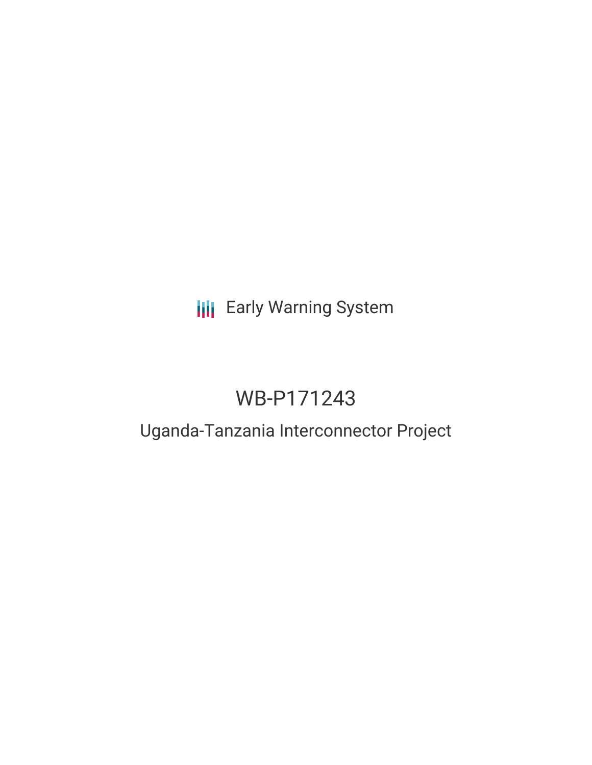Early Warning System

# WB-P171243

## Uganda-Tanzania Interconnector Project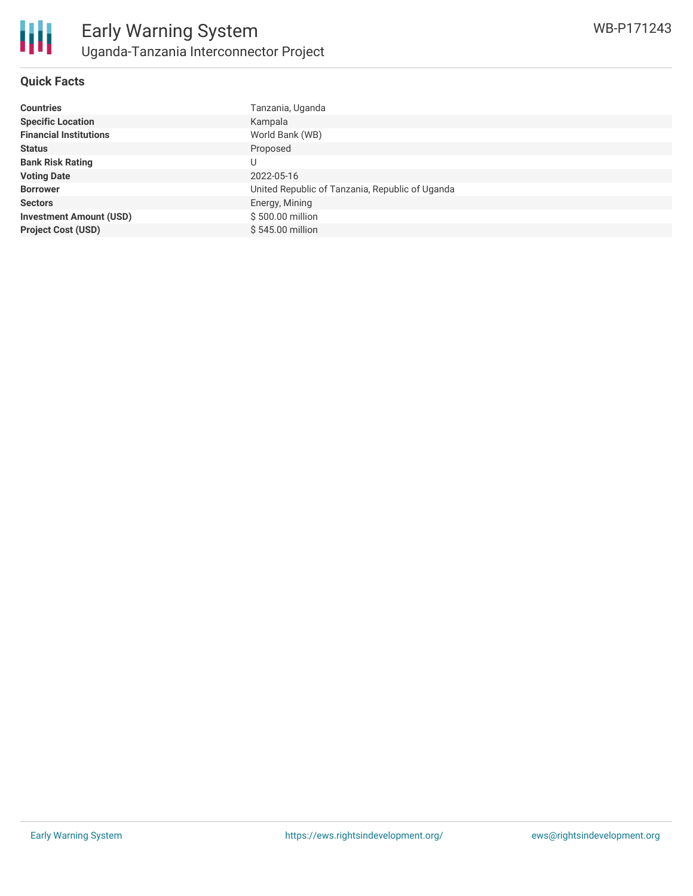## Quick Facts

| | |
|---|---|
| **Countries** | Tanzania, Uganda |
| **Specific Location** | Kampala |
| **Financial Institutions** | World Bank (WB) |
| **Status** | Proposed |
| **Bank Risk Rating** | U |
| **Voting Date** | 2022-05-16 |
| **Borrower** | United Republic of Tanzania, Republic of Uganda |
| **Sectors** | Energy, Mining |
| **Investment Amount (USD)** | $ 500.00 million |
| **Project Cost (USD)** | $ 545.00 million |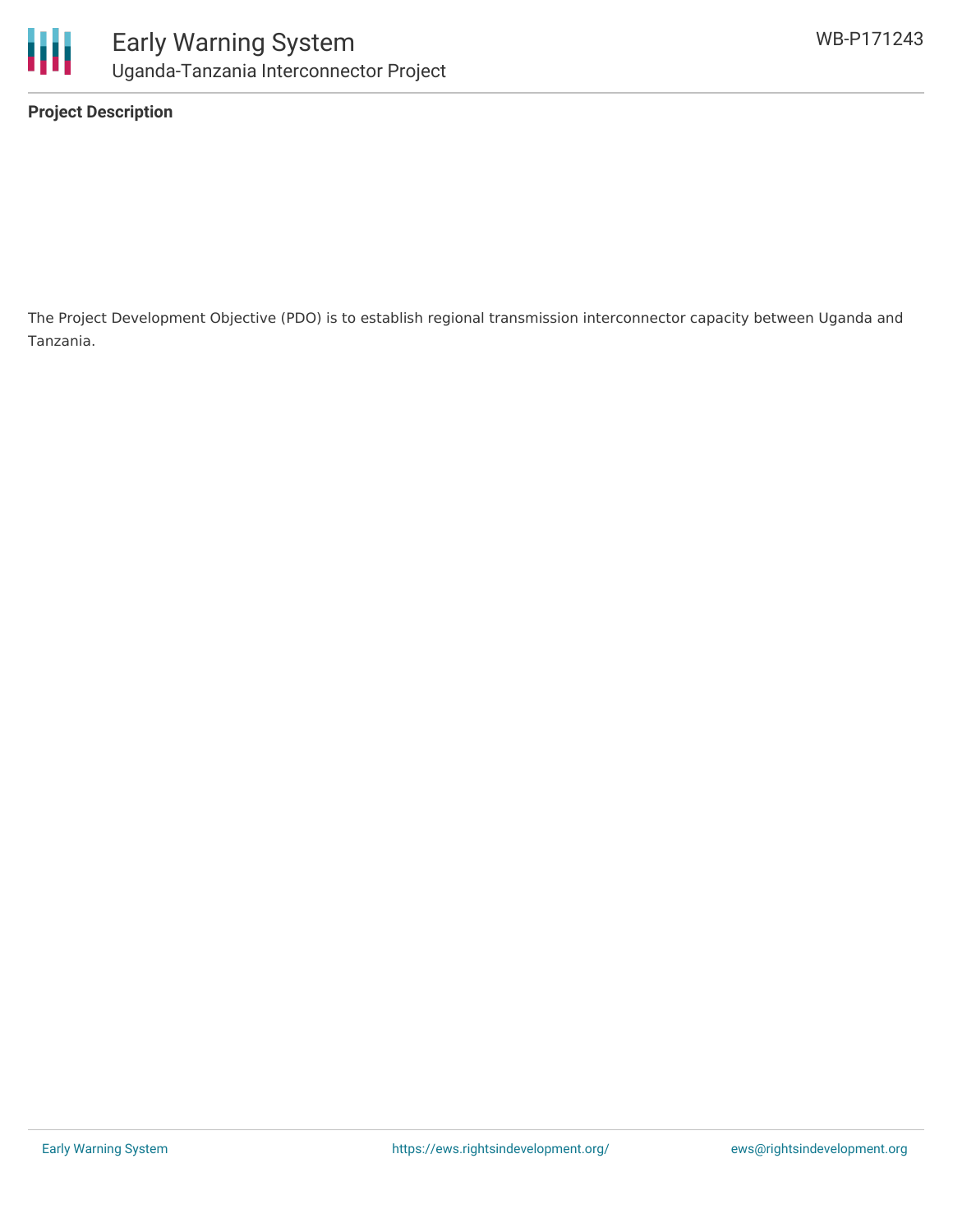**Project Description**

The Project Development Objective (PDO) is to establish regional transmission interconnector capacity between Uganda and Tanzania.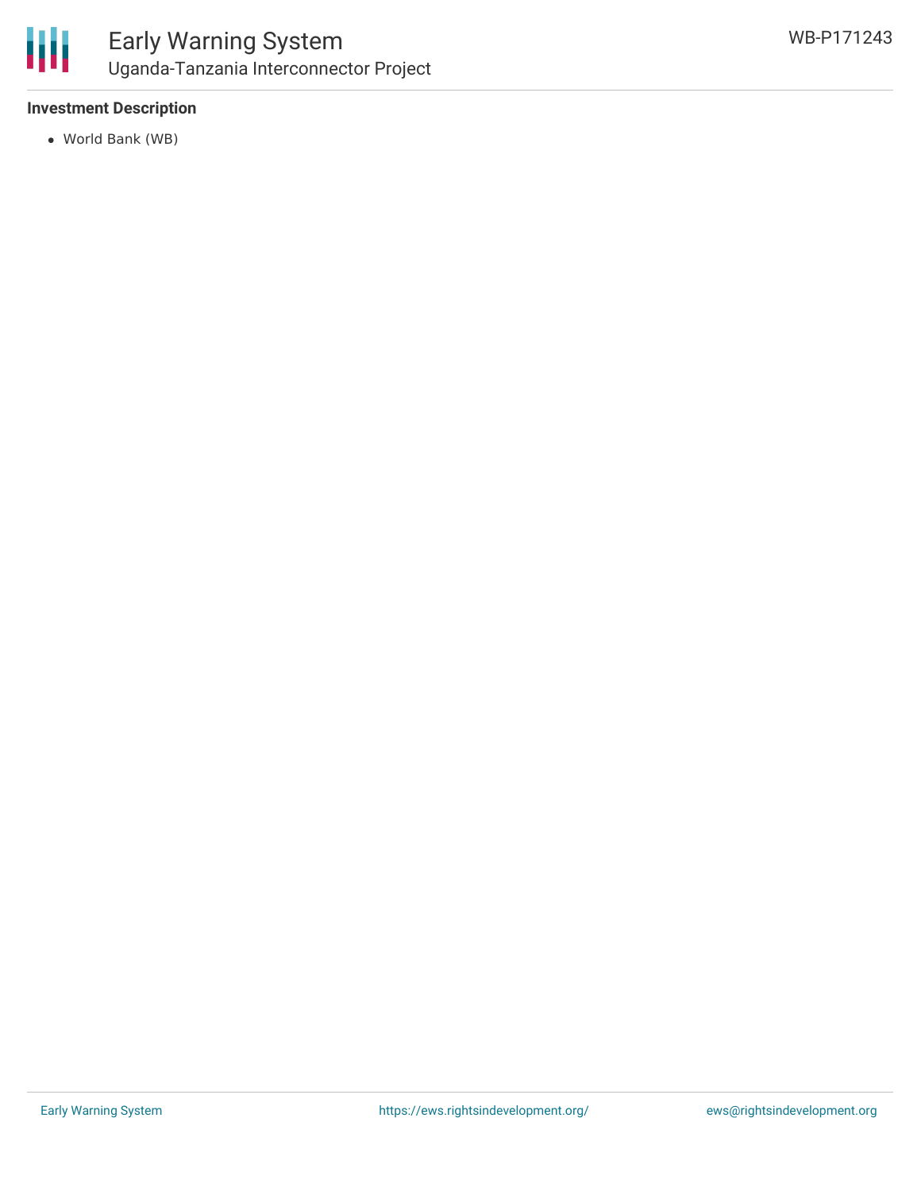**Investment Description**

- World Bank (WB)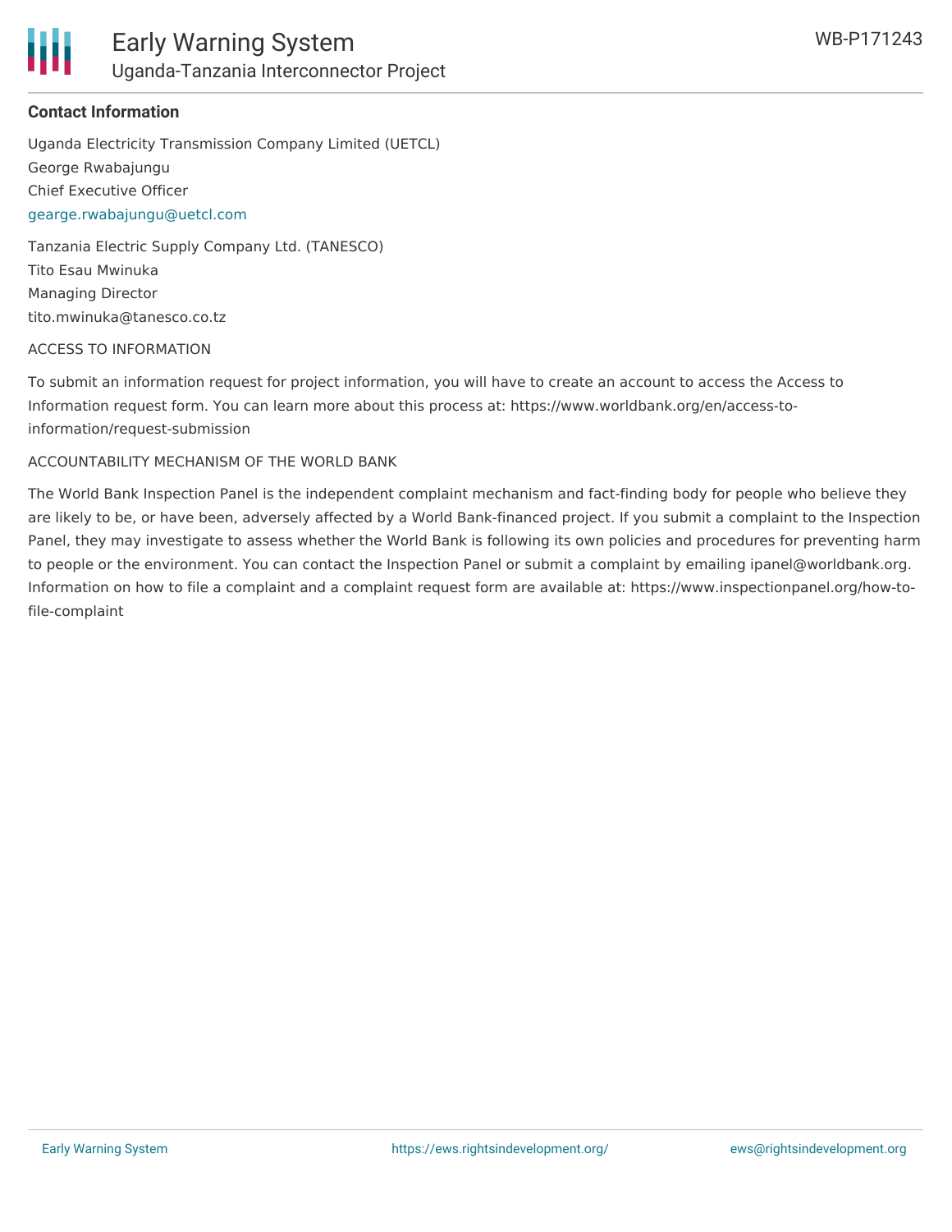**Contact Information**

Uganda Electricity Transmission Company Limited (UETCL)
George Rwabajungu
Chief Executive Officer
gearge.rwabajungu@uetcl.com

Tanzania Electric Supply Company Ltd. (TANESCO)
Tito Esau Mwinuka
Managing Director
tito.mwinuka@tanesco.co.tz

ACCESS TO INFORMATION

To submit an information request for project information, you will have to create an account to access the Access to Information request form. You can learn more about this process at: https://www.worldbank.org/en/access-to-information/request-submission

ACCOUNTABILITY MECHANISM OF THE WORLD BANK

The World Bank Inspection Panel is the independent complaint mechanism and fact-finding body for people who believe they are likely to be, or have been, adversely affected by a World Bank-financed project. If you submit a complaint to the Inspection Panel, they may investigate to assess whether the World Bank is following its own policies and procedures for preventing harm to people or the environment. You can contact the Inspection Panel or submit a complaint by emailing ipanel@worldbank.org. Information on how to file a complaint and a complaint request form are available at: https://www.inspectionpanel.org/how-to-file-complaint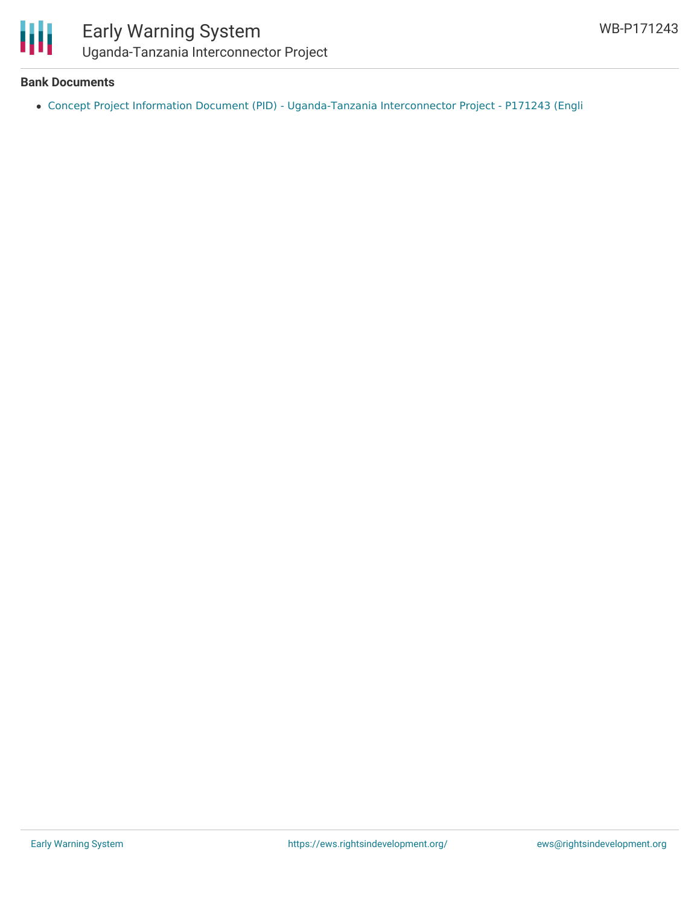**Bank Documents**

- Concept Project Information Document (PID) - Uganda-Tanzania Interconnector Project - P171243 (Engli